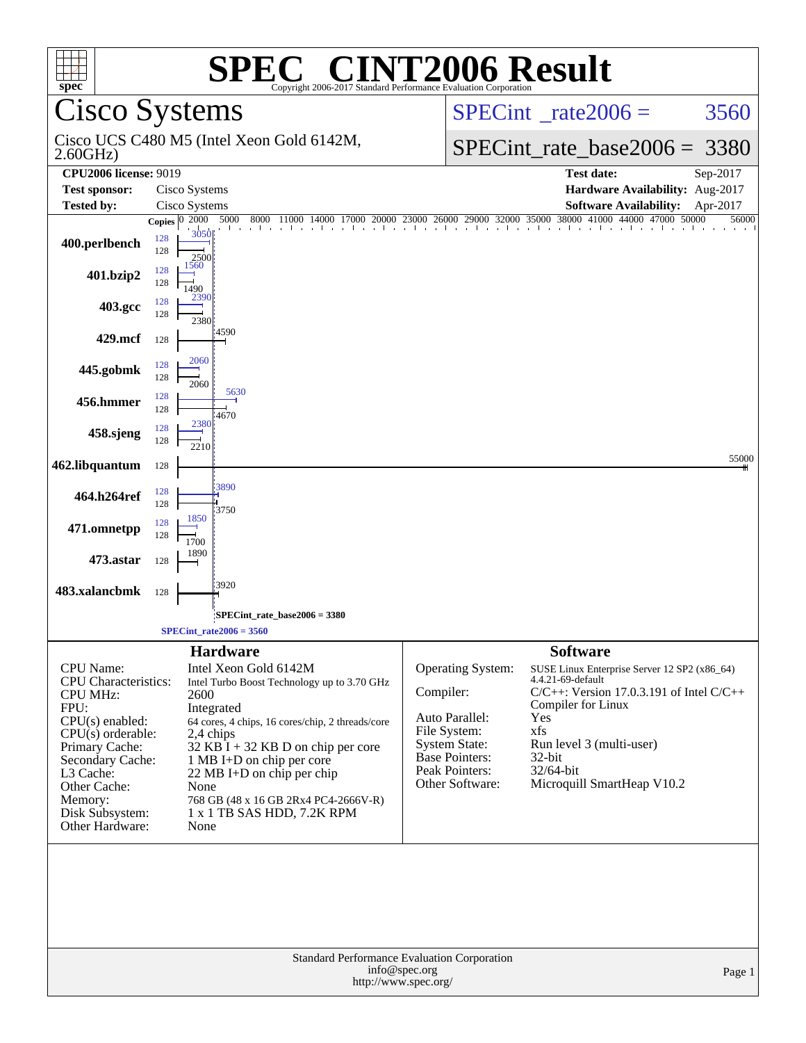# SPEC CINT2006 Result

Copyright 2006-2017 Standard Performance Evaluation Corporation

## Cisco Systems

Cisco UCS C480 M5 (Intel Xeon Gold 6142M, 2.60GHz)

SPECint_rate2006 = 3560

SPECint_rate_base2006 = 3380

| | | | |
|---|---|---|---|
| **CPU2006 license:** 9019 | | **Test date:** | Sep-2017 |
| **Test sponsor:** | Cisco Systems | **Hardware Availability:** | Aug-2017 |
| **Tested by:** | Cisco Systems | **Software Availability:** | Apr-2017 |

| Benchmark | Copies (peak) | Peak | Copies (base) | Base |
|---|---|---|---|---|
| 400.perlbench | 128 | 3050 | 128 | 2500 |
| 401.bzip2 | 128 | 1560 | 128 | 1490 |
| 403.gcc | 128 | 2390 | 128 | 2380 |
| 429.mcf | | | 128 | 4590 |
| 445.gobmk | 128 | 2060 | 128 | 2060 |
| 456.hmmer | 128 | 5630 | 128 | 4670 |
| 458.sjeng | 128 | 2380 | 128 | 2210 |
| 462.libquantum | | | 128 | 55000 |
| 464.h264ref | 128 | 3890 | 128 | 3750 |
| 471.omnetpp | 128 | 1850 | 128 | 1700 |
| 473.astar | | | 128 | 1890 |
| 483.xalancbmk | | | 128 | 3920 |

SPECint_rate_base2006 = 3380

SPECint_rate2006 = 3560

### Hardware

| | |
|---|---|
| CPU Name: | Intel Xeon Gold 6142M |
| CPU Characteristics: | Intel Turbo Boost Technology up to 3.70 GHz |
| CPU MHz: | 2600 |
| FPU: | Integrated |
| CPU(s) enabled: | 64 cores, 4 chips, 16 cores/chip, 2 threads/core |
| CPU(s) orderable: | 2,4 chips |
| Primary Cache: | 32 KB I + 32 KB D on chip per core |
| Secondary Cache: | 1 MB I+D on chip per core |
| L3 Cache: | 22 MB I+D on chip per chip |
| Other Cache: | None |
| Memory: | 768 GB (48 x 16 GB 2Rx4 PC4-2666V-R) |
| Disk Subsystem: | 1 x 1 TB SAS HDD, 7.2K RPM |
| Other Hardware: | None |

### Software

| | |
|---|---|
| Operating System: | SUSE Linux Enterprise Server 12 SP2 (x86_64) 4.4.21-69-default |
| Compiler: | C/C++: Version 17.0.3.191 of Intel C/C++ Compiler for Linux |
| Auto Parallel: | Yes |
| File System: | xfs |
| System State: | Run level 3 (multi-user) |
| Base Pointers: | 32-bit |
| Peak Pointers: | 32/64-bit |
| Other Software: | Microquill SmartHeap V10.2 |

Standard Performance Evaluation Corporation
info@spec.org
http://www.spec.org/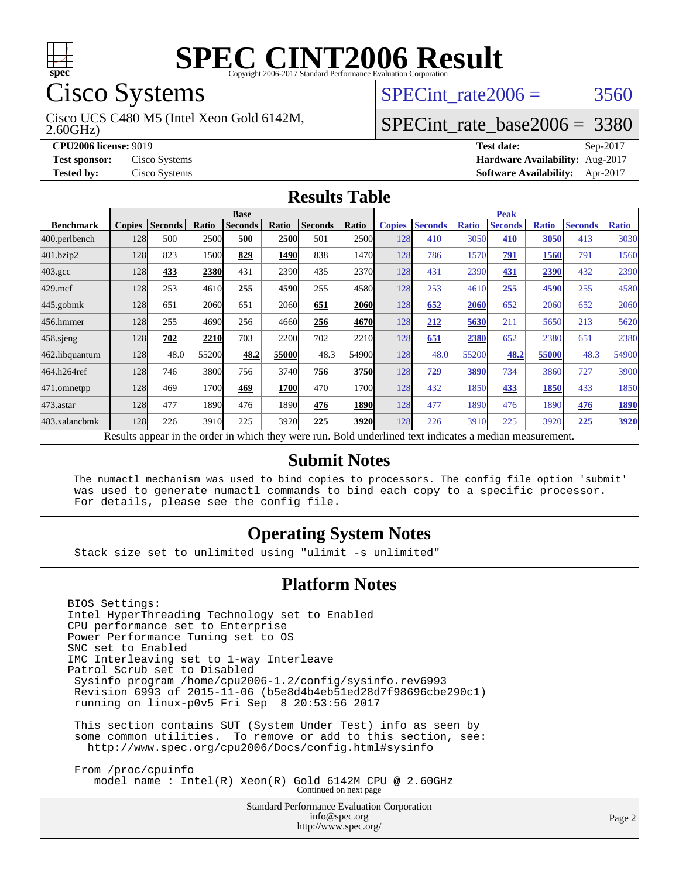# SPEC CINT2006 Result

Copyright 2006-2017 Standard Performance Evaluation Corporation

## Cisco Systems

Cisco UCS C480 M5 (Intel Xeon Gold 6142M, 2.60GHz)

SPECint_rate2006 = 3560

SPECint_rate_base2006 = 3380

**CPU2006 license:** 9019
**Test sponsor:** Cisco Systems
**Tested by:** Cisco Systems

**Test date:** Sep-2017
**Hardware Availability:** Aug-2017
**Software Availability:** Apr-2017

## Results Table

| | Base | | | | | | | Peak | | | | | | |
|---|---|---|---|---|---|---|---|---|---|---|---|---|---|---|
| **Benchmark** | **Copies** | **Seconds** | **Ratio** | **Seconds** | **Ratio** | **Seconds** | **Ratio** | **Copies** | **Seconds** | **Ratio** | **Seconds** | **Ratio** | **Seconds** | **Ratio** |
| 400.perlbench | 128 | 500 | 2500 | **500** | **2500** | 501 | 2500 | 128 | 410 | 3050 | **410** | **3050** | 413 | 3030 |
| 401.bzip2 | 128 | 823 | 1500 | **829** | **1490** | 838 | 1470 | 128 | 786 | 1570 | **791** | **1560** | 791 | 1560 |
| 403.gcc | 128 | **433** | **2380** | 431 | 2390 | 435 | 2370 | 128 | 431 | 2390 | **431** | **2390** | 432 | 2390 |
| 429.mcf | 128 | 253 | 4610 | **255** | **4590** | 255 | 4580 | 128 | 253 | 4610 | **255** | **4590** | 255 | 4580 |
| 445.gobmk | 128 | 651 | 2060 | 651 | 2060 | **651** | **2060** | 128 | **652** | **2060** | 652 | 2060 | 652 | 2060 |
| 456.hmmer | 128 | 255 | 4690 | 256 | 4660 | **256** | **4670** | 128 | **212** | **5630** | 211 | 5650 | 213 | 5620 |
| 458.sjeng | 128 | **702** | **2210** | 703 | 2200 | 702 | 2210 | 128 | **651** | **2380** | 652 | 2380 | 651 | 2380 |
| 462.libquantum | 128 | 48.0 | 55200 | **48.2** | **55000** | 48.3 | 54900 | 128 | 48.0 | 55200 | **48.2** | **55000** | 48.3 | 54900 |
| 464.h264ref | 128 | 746 | 3800 | 756 | 3740 | **756** | **3750** | 128 | **729** | **3890** | 734 | 3860 | 727 | 3900 |
| 471.omnetpp | 128 | 469 | 1700 | **469** | **1700** | 470 | 1700 | 128 | 432 | 1850 | **433** | **1850** | 433 | 1850 |
| 473.astar | 128 | 477 | 1890 | 476 | 1890 | **476** | **1890** | 128 | 477 | 1890 | 476 | 1890 | **476** | **1890** |
| 483.xalancbmk | 128 | 226 | 3910 | 225 | 3920 | **225** | **3920** | 128 | 226 | 3910 | 225 | 3920 | **225** | **3920** |

Results appear in the order in which they were run. Bold underlined text indicates a median measurement.

## Submit Notes

```
The numactl mechanism was used to bind copies to processors. The config file option 'submit'
was used to generate numactl commands to bind each copy to a specific processor.
For details, please see the config file.
```

## Operating System Notes

```
Stack size set to unlimited using "ulimit -s unlimited"
```

## Platform Notes

```
BIOS Settings:
Intel HyperThreading Technology set to Enabled
CPU performance set to Enterprise
Power Performance Tuning set to OS
SNC set to Enabled
IMC Interleaving set to 1-way Interleave
Patrol Scrub set to Disabled
 Sysinfo program /home/cpu2006-1.2/config/sysinfo.rev6993
 Revision 6993 of 2015-11-06 (b5e8d4b4eb51ed28d7f98696cbe290c1)
 running on linux-p0v5 Fri Sep  8 20:53:56 2017

 This section contains SUT (System Under Test) info as seen by
 some common utilities.  To remove or add to this section, see:
   http://www.spec.org/cpu2006/Docs/config.html#sysinfo

 From /proc/cpuinfo
    model name : Intel(R) Xeon(R) Gold 6142M CPU @ 2.60GHz
```

Continued on next page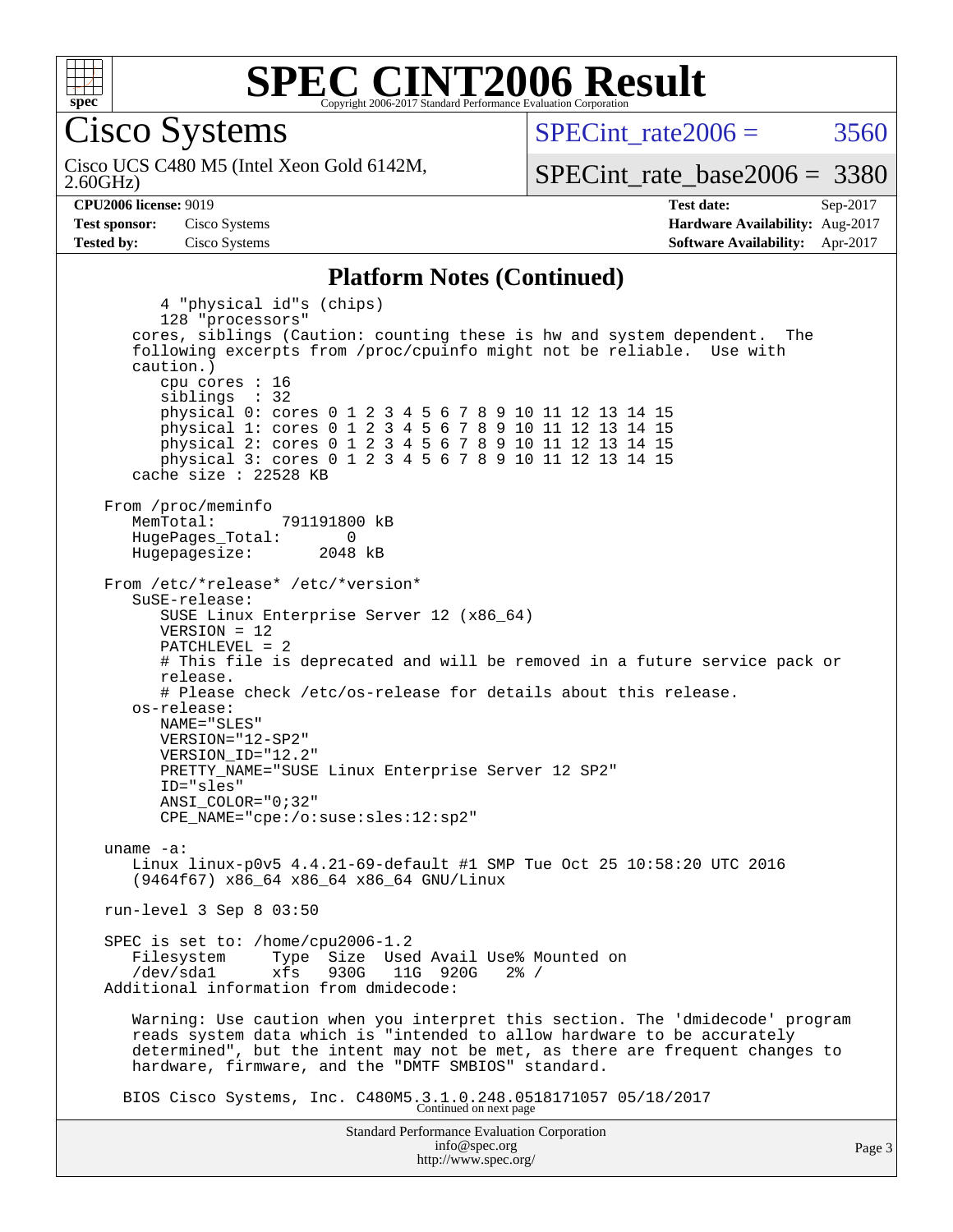# SPEC CINT2006 Result

## Cisco Systems

Cisco UCS C480 M5 (Intel Xeon Gold 6142M, 2.60GHz)

SPECint_rate2006 = 3560

SPECint_rate_base2006 = 3380

**CPU2006 license:** 9019
**Test sponsor:** Cisco Systems
**Tested by:** Cisco Systems

**Test date:** Sep-2017
**Hardware Availability:** Aug-2017
**Software Availability:** Apr-2017

### Platform Notes (Continued)

```
        4 "physical id"s (chips)
        128 "processors"
     cores, siblings (Caution: counting these is hw and system dependent.  The
     following excerpts from /proc/cpuinfo might not be reliable.  Use with
     caution.)
        cpu cores : 16
        siblings  : 32
        physical 0: cores 0 1 2 3 4 5 6 7 8 9 10 11 12 13 14 15
        physical 1: cores 0 1 2 3 4 5 6 7 8 9 10 11 12 13 14 15
        physical 2: cores 0 1 2 3 4 5 6 7 8 9 10 11 12 13 14 15
        physical 3: cores 0 1 2 3 4 5 6 7 8 9 10 11 12 13 14 15
     cache size : 22528 KB

  From /proc/meminfo
     MemTotal:       791191800 kB
     HugePages_Total:       0
     Hugepagesize:       2048 kB

  From /etc/*release* /etc/*version*
     SuSE-release:
        SUSE Linux Enterprise Server 12 (x86_64)
        VERSION = 12
        PATCHLEVEL = 2
        # This file is deprecated and will be removed in a future service pack or
        release.
        # Please check /etc/os-release for details about this release.
     os-release:
        NAME="SLES"
        VERSION="12-SP2"
        VERSION_ID="12.2"
        PRETTY_NAME="SUSE Linux Enterprise Server 12 SP2"
        ID="sles"
        ANSI_COLOR="0;32"
        CPE_NAME="cpe:/o:suse:sles:12:sp2"

  uname -a:
     Linux linux-p0v5 4.4.21-69-default #1 SMP Tue Oct 25 10:58:20 UTC 2016
     (9464f67) x86_64 x86_64 x86_64 GNU/Linux

  run-level 3 Sep 8 03:50

  SPEC is set to: /home/cpu2006-1.2
     Filesystem     Type  Size  Used Avail Use% Mounted on
     /dev/sda1      xfs   930G   11G  920G   2% /
  Additional information from dmidecode:

     Warning: Use caution when you interpret this section. The 'dmidecode' program
     reads system data which is "intended to allow hardware to be accurately
     determined", but the intent may not be met, as there are frequent changes to
     hardware, firmware, and the "DMTF SMBIOS" standard.

    BIOS Cisco Systems, Inc. C480M5.3.1.0.248.0518171057 05/18/2017
```

Continued on next page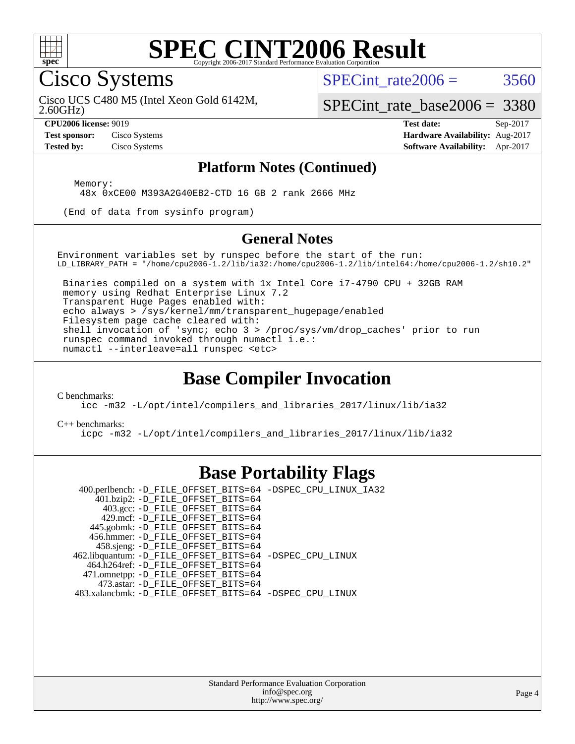# SPEC CINT2006 Result

Copyright 2006-2017 Standard Performance Evaluation Corporation

## Cisco Systems

Cisco UCS C480 M5 (Intel Xeon Gold 6142M, 2.60GHz)

SPECint_rate2006 = 3560

SPECint_rate_base2006 = 3380

**CPU2006 license:** 9019
**Test sponsor:** Cisco Systems
**Tested by:** Cisco Systems

**Test date:** Sep-2017
**Hardware Availability:** Aug-2017
**Software Availability:** Apr-2017

### Platform Notes (Continued)

```
Memory:
 48x 0xCE00 M393A2G40EB2-CTD 16 GB 2 rank 2666 MHz

(End of data from sysinfo program)
```

### General Notes

```
Environment variables set by runspec before the start of the run:
LD_LIBRARY_PATH = "/home/cpu2006-1.2/lib/ia32:/home/cpu2006-1.2/lib/intel64:/home/cpu2006-1.2/sh10.2"

 Binaries compiled on a system with 1x Intel Core i7-4790 CPU + 32GB RAM
 memory using Redhat Enterprise Linux 7.2
 Transparent Huge Pages enabled with:
 echo always > /sys/kernel/mm/transparent_hugepage/enabled
 Filesystem page cache cleared with:
 shell invocation of 'sync; echo 3 > /proc/sys/vm/drop_caches' prior to run
 runspec command invoked through numactl i.e.:
 numactl --interleave=all runspec <etc>
```

## Base Compiler Invocation

C benchmarks:

```
icc -m32 -L/opt/intel/compilers_and_libraries_2017/linux/lib/ia32
```

C++ benchmarks:

```
icpc -m32 -L/opt/intel/compilers_and_libraries_2017/linux/lib/ia32
```

## Base Portability Flags

```
  400.perlbench: -D_FILE_OFFSET_BITS=64 -DSPEC_CPU_LINUX_IA32
     401.bzip2: -D_FILE_OFFSET_BITS=64
       403.gcc: -D_FILE_OFFSET_BITS=64
       429.mcf: -D_FILE_OFFSET_BITS=64
     445.gobmk: -D_FILE_OFFSET_BITS=64
    456.hmmer: -D_FILE_OFFSET_BITS=64
     458.sjeng: -D_FILE_OFFSET_BITS=64
462.libquantum: -D_FILE_OFFSET_BITS=64 -DSPEC_CPU_LINUX
   464.h264ref: -D_FILE_OFFSET_BITS=64
   471.omnetpp: -D_FILE_OFFSET_BITS=64
     473.astar: -D_FILE_OFFSET_BITS=64
 483.xalancbmk: -D_FILE_OFFSET_BITS=64 -DSPEC_CPU_LINUX
```

Standard Performance Evaluation Corporation
info@spec.org
http://www.spec.org/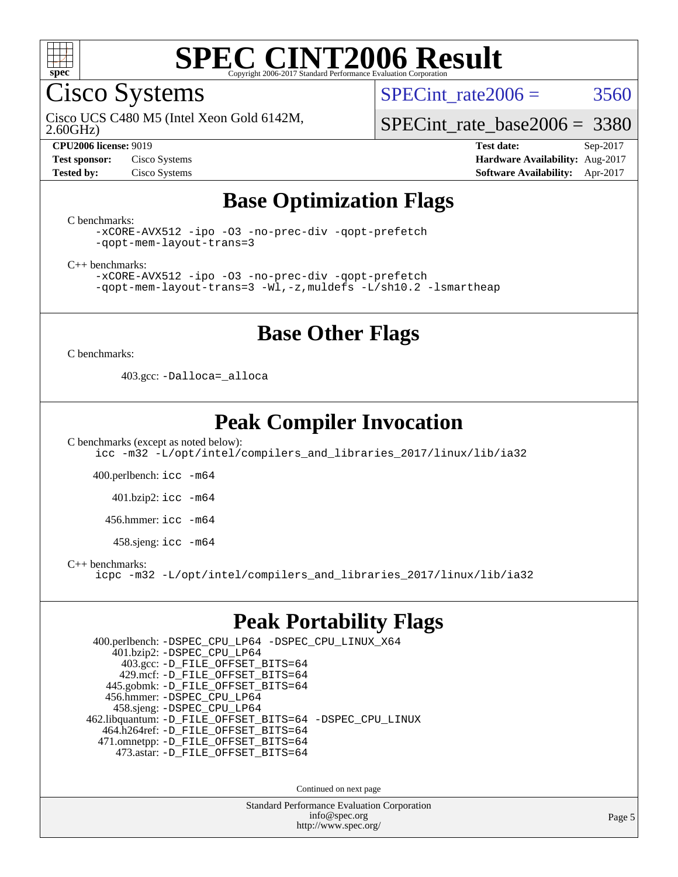# SPEC CINT2006 Result

Copyright 2006-2017 Standard Performance Evaluation Corporation

## Cisco Systems

Cisco UCS C480 M5 (Intel Xeon Gold 6142M, 2.60GHz)

SPECint_rate2006 = 3560

SPECint_rate_base2006 = 3380

**CPU2006 license:** 9019
**Test sponsor:** Cisco Systems
**Tested by:** Cisco Systems

**Test date:** Sep-2017
**Hardware Availability:** Aug-2017
**Software Availability:** Apr-2017

## Base Optimization Flags

C benchmarks:

```
-xCORE-AVX512 -ipo -O3 -no-prec-div -qopt-prefetch
-qopt-mem-layout-trans=3
```

C++ benchmarks:

```
-xCORE-AVX512 -ipo -O3 -no-prec-div -qopt-prefetch
-qopt-mem-layout-trans=3 -Wl,-z,muldefs -L/sh10.2 -lsmartheap
```

## Base Other Flags

C benchmarks:

403.gcc: `-Dalloca=_alloca`

## Peak Compiler Invocation

C benchmarks (except as noted below):

```
icc -m32 -L/opt/intel/compilers_and_libraries_2017/linux/lib/ia32
```

400.perlbench: `icc -m64`

401.bzip2: `icc -m64`

456.hmmer: `icc -m64`

458.sjeng: `icc -m64`

C++ benchmarks:

```
icpc -m32 -L/opt/intel/compilers_and_libraries_2017/linux/lib/ia32
```

## Peak Portability Flags

400.perlbench: `-DSPEC_CPU_LP64 -DSPEC_CPU_LINUX_X64`
401.bzip2: `-DSPEC_CPU_LP64`
403.gcc: `-D_FILE_OFFSET_BITS=64`
429.mcf: `-D_FILE_OFFSET_BITS=64`
445.gobmk: `-D_FILE_OFFSET_BITS=64`
456.hmmer: `-DSPEC_CPU_LP64`
458.sjeng: `-DSPEC_CPU_LP64`
462.libquantum: `-D_FILE_OFFSET_BITS=64 -DSPEC_CPU_LINUX`
464.h264ref: `-D_FILE_OFFSET_BITS=64`
471.omnetpp: `-D_FILE_OFFSET_BITS=64`
473.astar: `-D_FILE_OFFSET_BITS=64`

Continued on next page

Standard Performance Evaluation Corporation
info@spec.org
http://www.spec.org/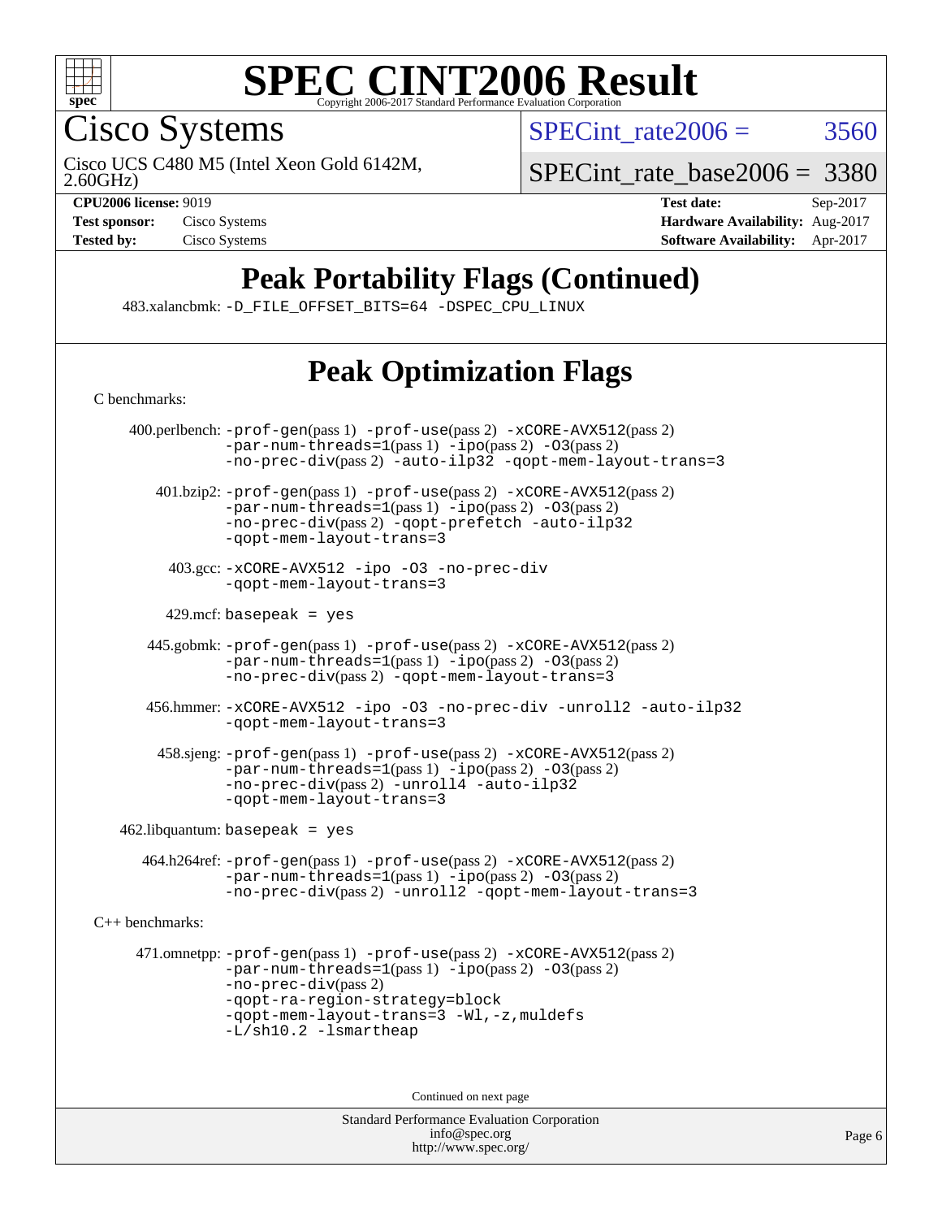# SPEC CINT2006 Result

Cisco Systems

Cisco UCS C480 M5 (Intel Xeon Gold 6142M, 2.60GHz)

SPECint_rate2006 = 3560

SPECint_rate_base2006 = 3380

**CPU2006 license:** 9019
**Test sponsor:** Cisco Systems
**Tested by:** Cisco Systems

**Test date:** Sep-2017
**Hardware Availability:** Aug-2017
**Software Availability:** Apr-2017

## Peak Portability Flags (Continued)

483.xalancbmk: -D_FILE_OFFSET_BITS=64 -DSPEC_CPU_LINUX

## Peak Optimization Flags

C benchmarks:

400.perlbench: -prof-gen(pass 1) -prof-use(pass 2) -xCORE-AVX512(pass 2) -par-num-threads=1(pass 1) -ipo(pass 2) -O3(pass 2) -no-prec-div(pass 2) -auto-ilp32 -qopt-mem-layout-trans=3

401.bzip2: -prof-gen(pass 1) -prof-use(pass 2) -xCORE-AVX512(pass 2) -par-num-threads=1(pass 1) -ipo(pass 2) -O3(pass 2) -no-prec-div(pass 2) -qopt-prefetch -auto-ilp32 -qopt-mem-layout-trans=3

403.gcc: -xCORE-AVX512 -ipo -O3 -no-prec-div -qopt-mem-layout-trans=3

429.mcf: basepeak = yes

445.gobmk: -prof-gen(pass 1) -prof-use(pass 2) -xCORE-AVX512(pass 2) -par-num-threads=1(pass 1) -ipo(pass 2) -O3(pass 2) -no-prec-div(pass 2) -qopt-mem-layout-trans=3

456.hmmer: -xCORE-AVX512 -ipo -O3 -no-prec-div -unroll2 -auto-ilp32 -qopt-mem-layout-trans=3

458.sjeng: -prof-gen(pass 1) -prof-use(pass 2) -xCORE-AVX512(pass 2) -par-num-threads=1(pass 1) -ipo(pass 2) -O3(pass 2) -no-prec-div(pass 2) -unroll4 -auto-ilp32 -qopt-mem-layout-trans=3

462.libquantum: basepeak = yes

464.h264ref: -prof-gen(pass 1) -prof-use(pass 2) -xCORE-AVX512(pass 2) -par-num-threads=1(pass 1) -ipo(pass 2) -O3(pass 2) -no-prec-div(pass 2) -unroll2 -qopt-mem-layout-trans=3

C++ benchmarks:

471.omnetpp: -prof-gen(pass 1) -prof-use(pass 2) -xCORE-AVX512(pass 2) -par-num-threads=1(pass 1) -ipo(pass 2) -O3(pass 2) -no-prec-div(pass 2) -qopt-ra-region-strategy=block -qopt-mem-layout-trans=3 -Wl,-z,muldefs -L/sh10.2 -lsmartheap

Continued on next page

Standard Performance Evaluation Corporation
info@spec.org
http://www.spec.org/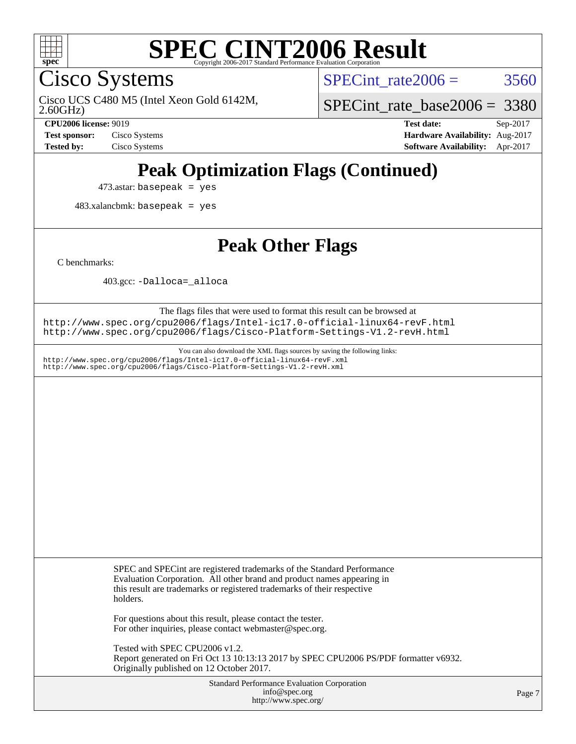## Peak Optimization Flags (Continued)

473.astar: basepeak = yes

483.xalancbmk: basepeak = yes

## Peak Other Flags

C benchmarks:

403.gcc: -Dalloca=_alloca

The flags files that were used to format this result can be browsed at
http://www.spec.org/cpu2006/flags/Intel-ic17.0-official-linux64-revF.html
http://www.spec.org/cpu2006/flags/Cisco-Platform-Settings-V1.2-revH.html

You can also download the XML flags sources by saving the following links:
http://www.spec.org/cpu2006/flags/Intel-ic17.0-official-linux64-revF.xml
http://www.spec.org/cpu2006/flags/Cisco-Platform-Settings-V1.2-revH.xml

SPEC and SPECint are registered trademarks of the Standard Performance Evaluation Corporation. All other brand and product names appearing in this result are trademarks or registered trademarks of their respective holders.

For questions about this result, please contact the tester.
For other inquiries, please contact webmaster@spec.org.

Tested with SPEC CPU2006 v1.2.
Report generated on Fri Oct 13 10:13:13 2017 by SPEC CPU2006 PS/PDF formatter v6932.
Originally published on 12 October 2017.